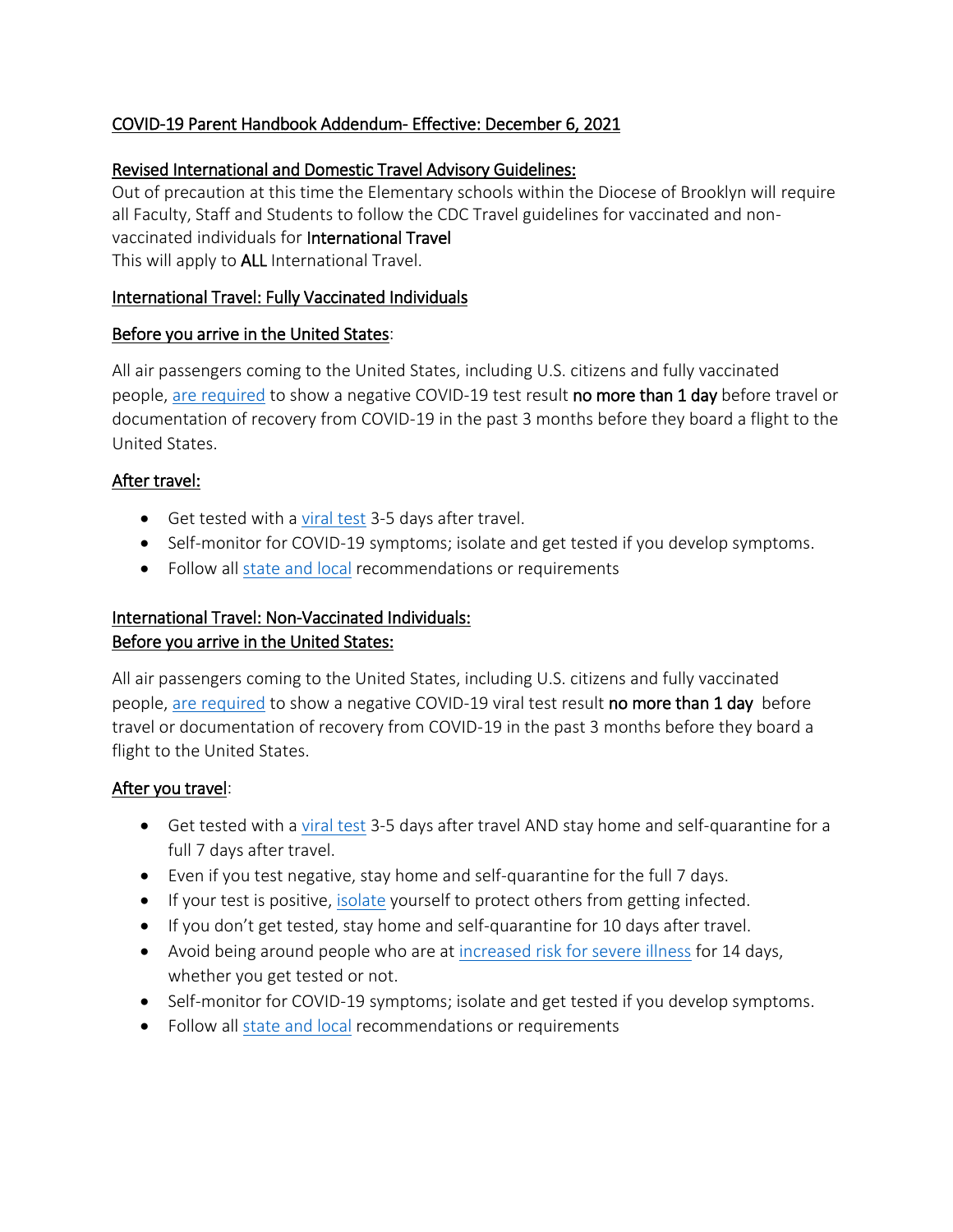## COVID-19 Parent Handbook Addendum- Effective: December 6, 2021

### Revised International and Domestic Travel Advisory Guidelines:

Out of precaution at this time the Elementary schools within the Diocese of Brooklyn will require all Faculty, Staff and Students to follow the CDC Travel guidelines for vaccinated and non-vaccinated individuals for **International Travel**

This will apply to **ALL** International Travel.

### International Travel: Fully Vaccinated Individuals

#### Before you arrive in the United States:

All air passengers coming to the United States, including U.S. citizens and fully vaccinated people, are required to show a negative COVID-19 test result **no more than 1 day** before travel or documentation of recovery from COVID-19 in the past 3 months before they board a flight to the United States.

#### After travel:

- Get tested with a viral test 3-5 days after travel.
- Self-monitor for COVID-19 symptoms; isolate and get tested if you develop symptoms.
- Follow all state and local recommendations or requirements

### International Travel: Non-Vaccinated Individuals:

#### Before you arrive in the United States:

All air passengers coming to the United States, including U.S. citizens and fully vaccinated people, are required to show a negative COVID-19 viral test result **no more than 1 day** before travel or documentation of recovery from COVID-19 in the past 3 months before they board a flight to the United States.

#### After you travel:

- Get tested with a viral test 3-5 days after travel AND stay home and self-quarantine for a full 7 days after travel.
- Even if you test negative, stay home and self-quarantine for the full 7 days.
- If your test is positive, isolate yourself to protect others from getting infected.
- If you don't get tested, stay home and self-quarantine for 10 days after travel.
- Avoid being around people who are at increased risk for severe illness for 14 days, whether you get tested or not.
- Self-monitor for COVID-19 symptoms; isolate and get tested if you develop symptoms.
- Follow all state and local recommendations or requirements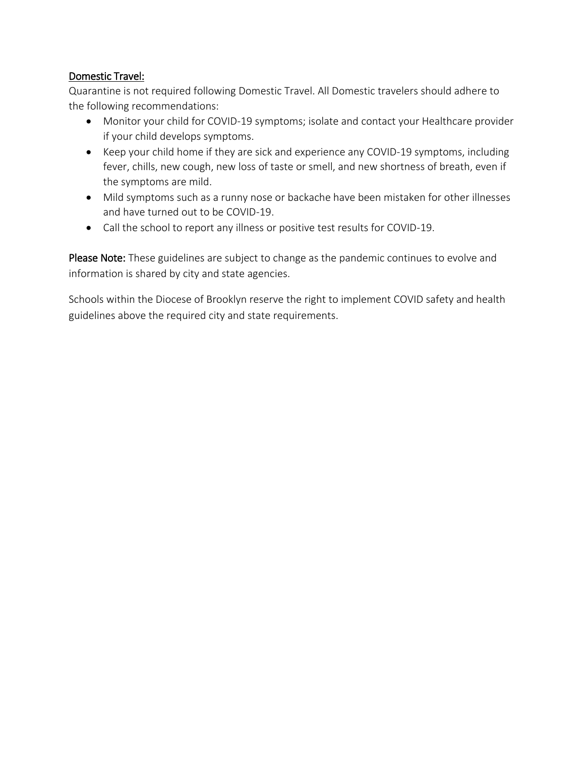## Domestic Travel:

Quarantine is not required following Domestic Travel. All Domestic travelers should adhere to the following recommendations:

- Monitor your child for COVID-19 symptoms; isolate and contact your Healthcare provider if your child develops symptoms.
- Keep your child home if they are sick and experience any COVID-19 symptoms, including fever, chills, new cough, new loss of taste or smell, and new shortness of breath, even if the symptoms are mild.
- Mild symptoms such as a runny nose or backache have been mistaken for other illnesses and have turned out to be COVID-19.
- Call the school to report any illness or positive test results for COVID-19.

**Please Note:** These guidelines are subject to change as the pandemic continues to evolve and information is shared by city and state agencies.

Schools within the Diocese of Brooklyn reserve the right to implement COVID safety and health guidelines above the required city and state requirements.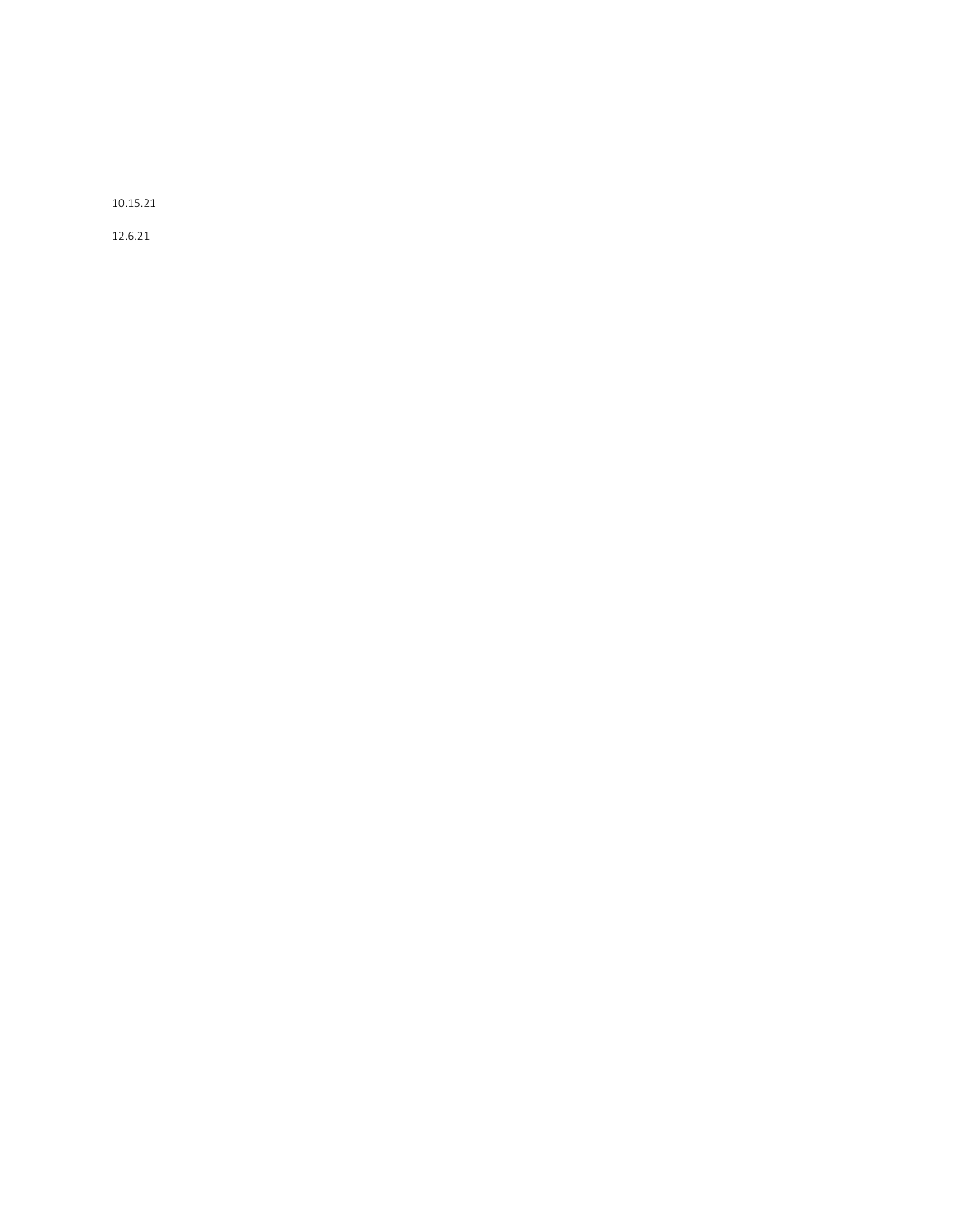10.15.21

12.6.21